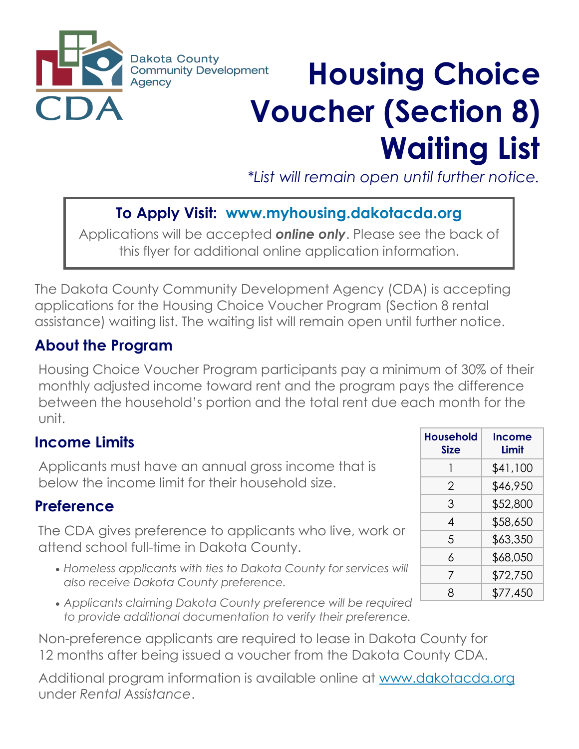Dakota County Community Development Agency

CDA

# Housing Choice Voucher (Section 8) Waiting List

*\*List will remain open until further notice.*

**To Apply Visit: www.myhousing.dakotacda.org**

Applications will be accepted ***online only***. Please see the back of this flyer for additional online application information.

The Dakota County Community Development Agency (CDA) is accepting applications for the Housing Choice Voucher Program (Section 8 rental assistance) waiting list. The waiting list will remain open until further notice.

## About the Program

Housing Choice Voucher Program participants pay a minimum of 30% of their monthly adjusted income toward rent and the program pays the difference between the household's portion and the total rent due each month for the unit.

## Income Limits

Applicants must have an annual gross income that is below the income limit for their household size.

| Household Size | Income Limit |
|---|---|
| 1 | $41,100 |
| 2 | $46,950 |
| 3 | $52,800 |
| 4 | $58,650 |
| 5 | $63,350 |
| 6 | $68,050 |
| 7 | $72,750 |
| 8 | $77,450 |

## Preference

The CDA gives preference to applicants who live, work or attend school full-time in Dakota County.

- *Homeless applicants with ties to Dakota County for services will also receive Dakota County preference.*
- *Applicants claiming Dakota County preference will be required to provide additional documentation to verify their preference.*

Non-preference applicants are required to lease in Dakota County for 12 months after being issued a voucher from the Dakota County CDA.

Additional program information is available online at www.dakotacda.org under *Rental Assistance*.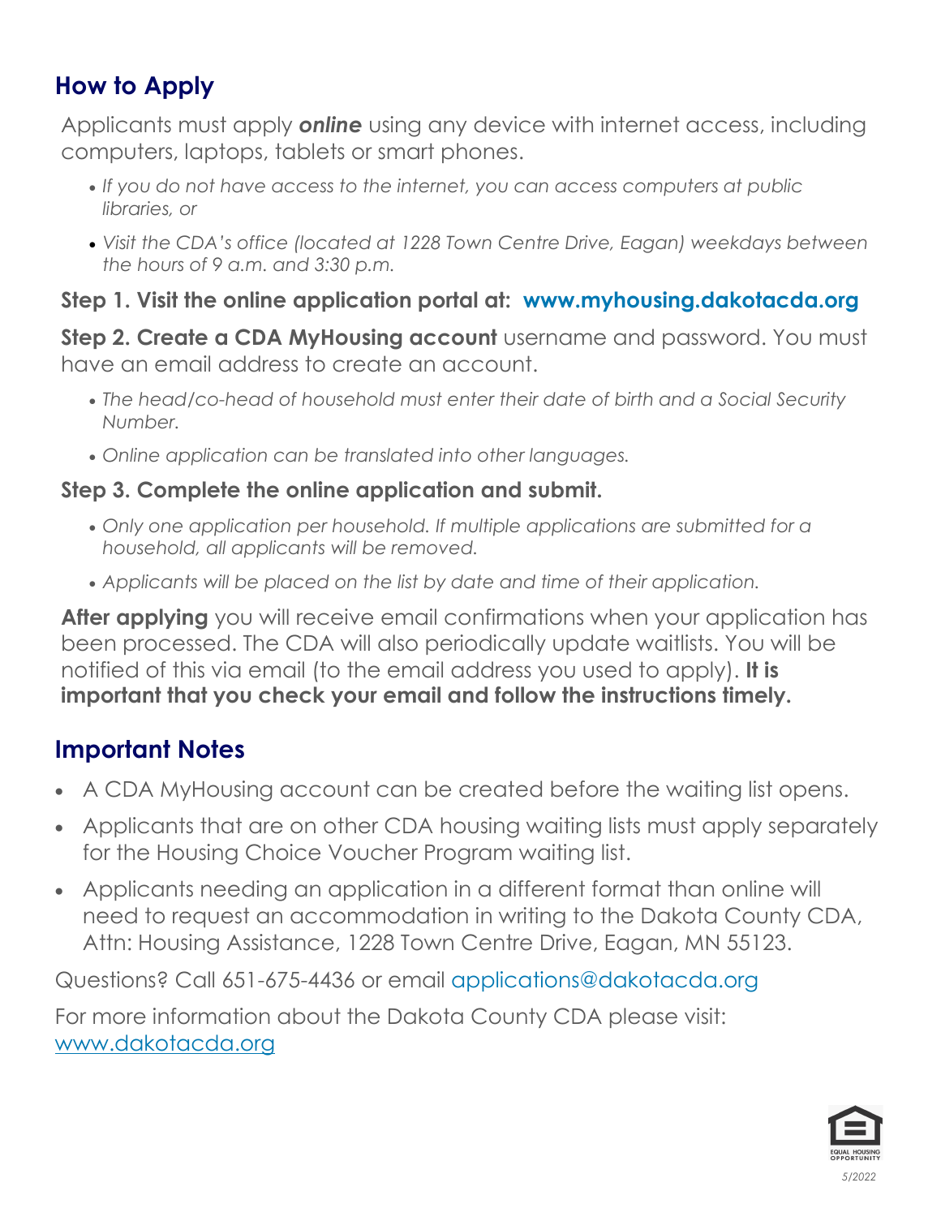## How to Apply

Applicants must apply ***online*** using any device with internet access, including computers, laptops, tablets or smart phones.

- *If you do not have access to the internet, you can access computers at public libraries, or*
- *Visit the CDA's office (located at 1228 Town Centre Drive, Eagan) weekdays between the hours of 9 a.m. and 3:30 p.m.*

**Step 1. Visit the online application portal at: www.myhousing.dakotacda.org**

**Step 2. Create a CDA MyHousing account** username and password. You must have an email address to create an account.

- *The head/co-head of household must enter their date of birth and a Social Security Number.*
- *Online application can be translated into other languages.*

**Step 3. Complete the online application and submit.**

- *Only one application per household. If multiple applications are submitted for a household, all applicants will be removed.*
- *Applicants will be placed on the list by date and time of their application.*

**After applying** you will receive email confirmations when your application has been processed. The CDA will also periodically update waitlists. You will be notified of this via email (to the email address you used to apply). **It is important that you check your email and follow the instructions timely.**

## Important Notes

- A CDA MyHousing account can be created before the waiting list opens.
- Applicants that are on other CDA housing waiting lists must apply separately for the Housing Choice Voucher Program waiting list.
- Applicants needing an application in a different format than online will need to request an accommodation in writing to the Dakota County CDA, Attn: Housing Assistance, 1228 Town Centre Drive, Eagan, MN 55123.

Questions? Call 651-675-4436 or email applications@dakotacda.org

For more information about the Dakota County CDA please visit: www.dakotacda.org

EQUAL HOUSING OPPORTUNITY

5/2022